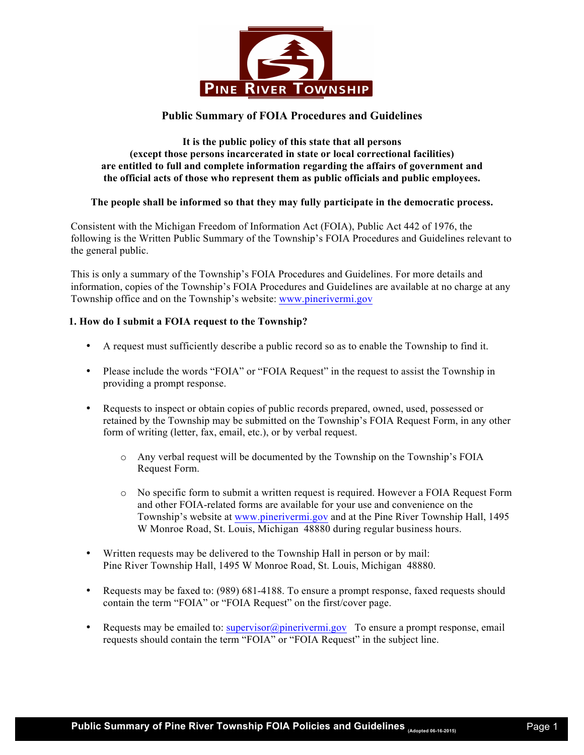**PINE RIVER TOWNSHIP**

# Public Summary of FOIA Procedures and Guidelines

**It is the public policy of this state that all persons (except those persons incarcerated in state or local correctional facilities) are entitled to full and complete information regarding the affairs of government and the official acts of those who represent them as public officials and public employees.**

**The people shall be informed so that they may fully participate in the democratic process.**

Consistent with the Michigan Freedom of Information Act (FOIA), Public Act 442 of 1976, the following is the Written Public Summary of the Township's FOIA Procedures and Guidelines relevant to the general public.

This is only a summary of the Township's FOIA Procedures and Guidelines. For more details and information, copies of the Township's FOIA Procedures and Guidelines are available at no charge at any Township office and on the Township's website: www.pinerivermi.gov

## 1. How do I submit a FOIA request to the Township?

- A request must sufficiently describe a public record so as to enable the Township to find it.
- Please include the words "FOIA" or "FOIA Request" in the request to assist the Township in providing a prompt response.
- Requests to inspect or obtain copies of public records prepared, owned, used, possessed or retained by the Township may be submitted on the Township's FOIA Request Form, in any other form of writing (letter, fax, email, etc.), or by verbal request.
  - Any verbal request will be documented by the Township on the Township's FOIA Request Form.
  - No specific form to submit a written request is required. However a FOIA Request Form and other FOIA-related forms are available for your use and convenience on the Township's website at www.pinerivermi.gov and at the Pine River Township Hall, 1495 W Monroe Road, St. Louis, Michigan 48880 during regular business hours.
- Written requests may be delivered to the Township Hall in person or by mail: Pine River Township Hall, 1495 W Monroe Road, St. Louis, Michigan 48880.
- Requests may be faxed to: (989) 681-4188. To ensure a prompt response, faxed requests should contain the term "FOIA" or "FOIA Request" on the first/cover page.
- Requests may be emailed to: supervisor@pinerivermi.gov To ensure a prompt response, email requests should contain the term "FOIA" or "FOIA Request" in the subject line.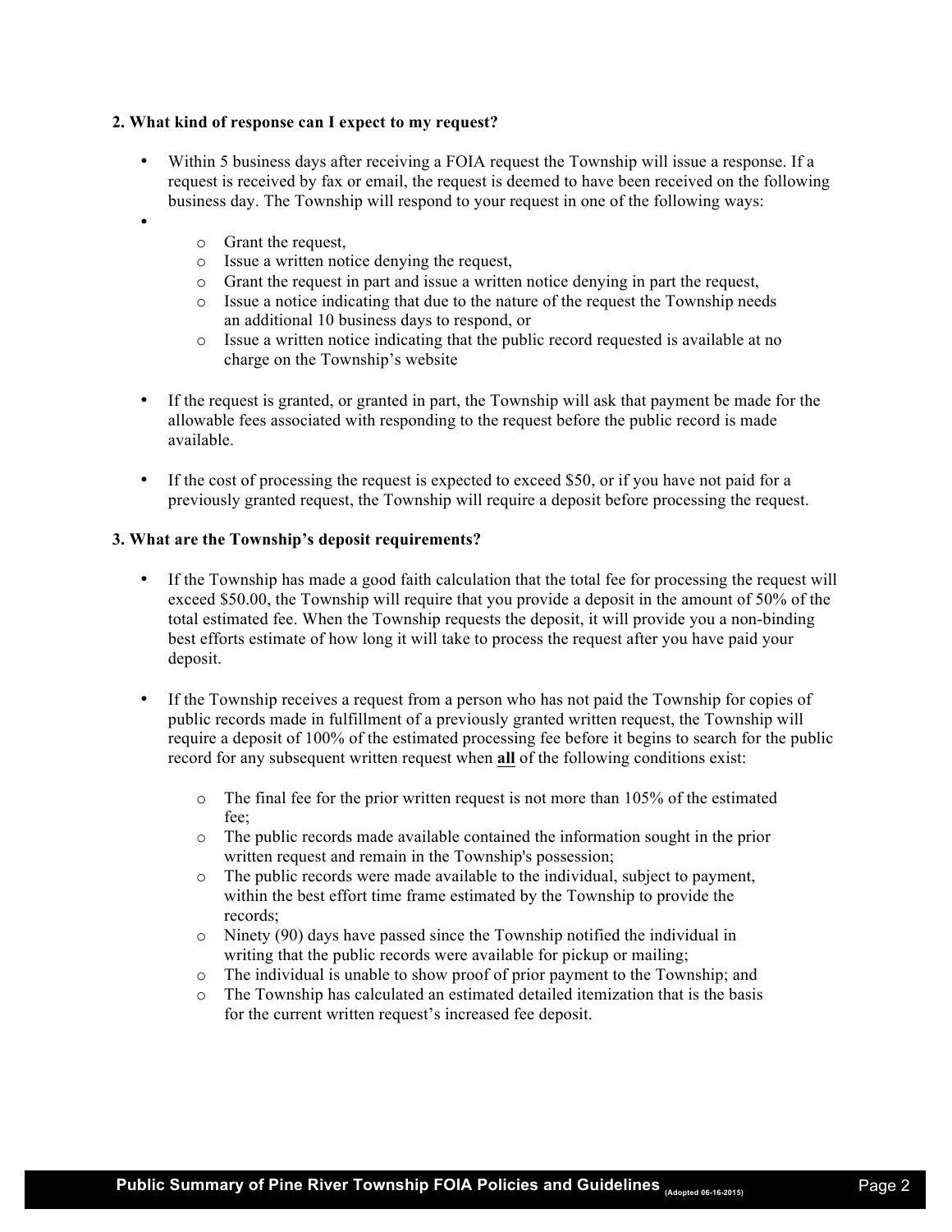## 2. What kind of response can I expect to my request?

- Within 5 business days after receiving a FOIA request the Township will issue a response. If a request is received by fax or email, the request is deemed to have been received on the following business day. The Township will respond to your request in one of the following ways:
  - Grant the request,
  - Issue a written notice denying the request,
  - Grant the request in part and issue a written notice denying in part the request,
  - Issue a notice indicating that due to the nature of the request the Township needs an additional 10 business days to respond, or
  - Issue a written notice indicating that the public record requested is available at no charge on the Township's website
- If the request is granted, or granted in part, the Township will ask that payment be made for the allowable fees associated with responding to the request before the public record is made available.
- If the cost of processing the request is expected to exceed $50, or if you have not paid for a previously granted request, the Township will require a deposit before processing the request.

## 3. What are the Township's deposit requirements?

- If the Township has made a good faith calculation that the total fee for processing the request will exceed $50.00, the Township will require that you provide a deposit in the amount of 50% of the total estimated fee. When the Township requests the deposit, it will provide you a non-binding best efforts estimate of how long it will take to process the request after you have paid your deposit.
- If the Township receives a request from a person who has not paid the Township for copies of public records made in fulfillment of a previously granted written request, the Township will require a deposit of 100% of the estimated processing fee before it begins to search for the public record for any subsequent written request when **all** of the following conditions exist:
  - The final fee for the prior written request is not more than 105% of the estimated fee;
  - The public records made available contained the information sought in the prior written request and remain in the Township's possession;
  - The public records were made available to the individual, subject to payment, within the best effort time frame estimated by the Township to provide the records;
  - Ninety (90) days have passed since the Township notified the individual in writing that the public records were available for pickup or mailing;
  - The individual is unable to show proof of prior payment to the Township; and
  - The Township has calculated an estimated detailed itemization that is the basis for the current written request's increased fee deposit.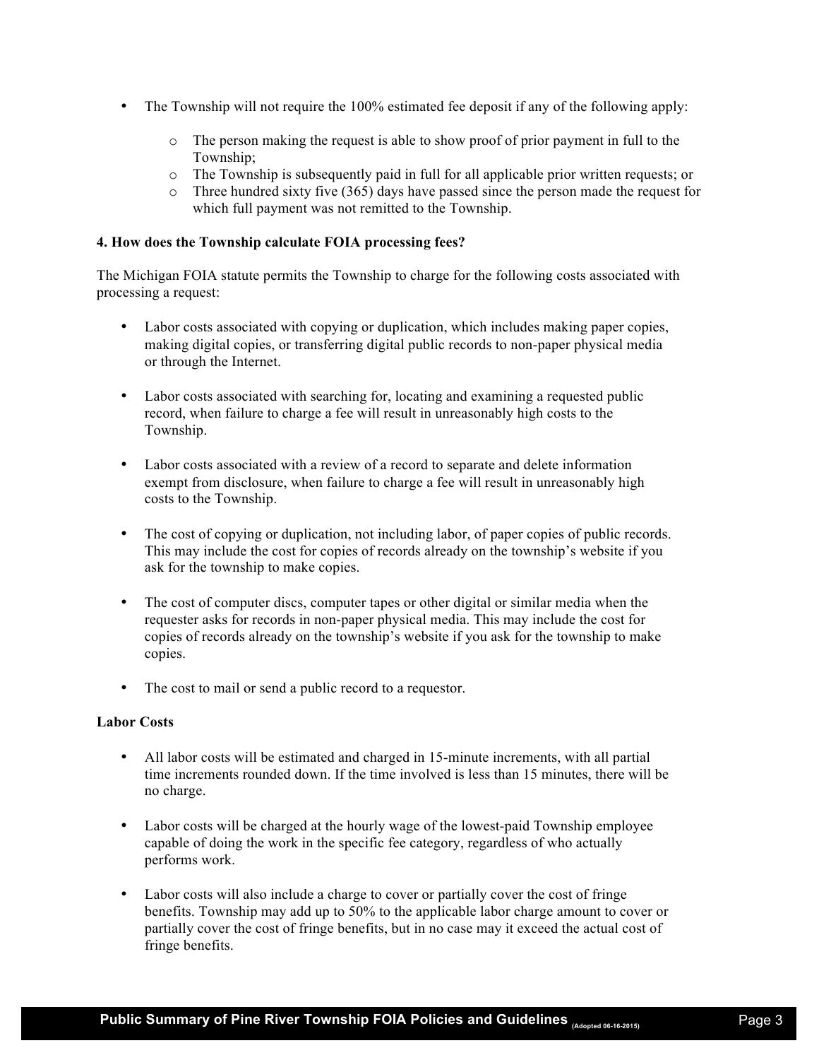- The Township will not require the 100% estimated fee deposit if any of the following apply:
  - The person making the request is able to show proof of prior payment in full to the Township;
  - The Township is subsequently paid in full for all applicable prior written requests; or
  - Three hundred sixty five (365) days have passed since the person made the request for which full payment was not remitted to the Township.

**4. How does the Township calculate FOIA processing fees?**

The Michigan FOIA statute permits the Township to charge for the following costs associated with processing a request:

- Labor costs associated with copying or duplication, which includes making paper copies, making digital copies, or transferring digital public records to non-paper physical media or through the Internet.

- Labor costs associated with searching for, locating and examining a requested public record, when failure to charge a fee will result in unreasonably high costs to the Township.

- Labor costs associated with a review of a record to separate and delete information exempt from disclosure, when failure to charge a fee will result in unreasonably high costs to the Township.

- The cost of copying or duplication, not including labor, of paper copies of public records. This may include the cost for copies of records already on the township's website if you ask for the township to make copies.

- The cost of computer discs, computer tapes or other digital or similar media when the requester asks for records in non-paper physical media. This may include the cost for copies of records already on the township's website if you ask for the township to make copies.

- The cost to mail or send a public record to a requestor.

**Labor Costs**

- All labor costs will be estimated and charged in 15-minute increments, with all partial time increments rounded down. If the time involved is less than 15 minutes, there will be no charge.

- Labor costs will be charged at the hourly wage of the lowest-paid Township employee capable of doing the work in the specific fee category, regardless of who actually performs work.

- Labor costs will also include a charge to cover or partially cover the cost of fringe benefits. Township may add up to 50% to the applicable labor charge amount to cover or partially cover the cost of fringe benefits, but in no case may it exceed the actual cost of fringe benefits.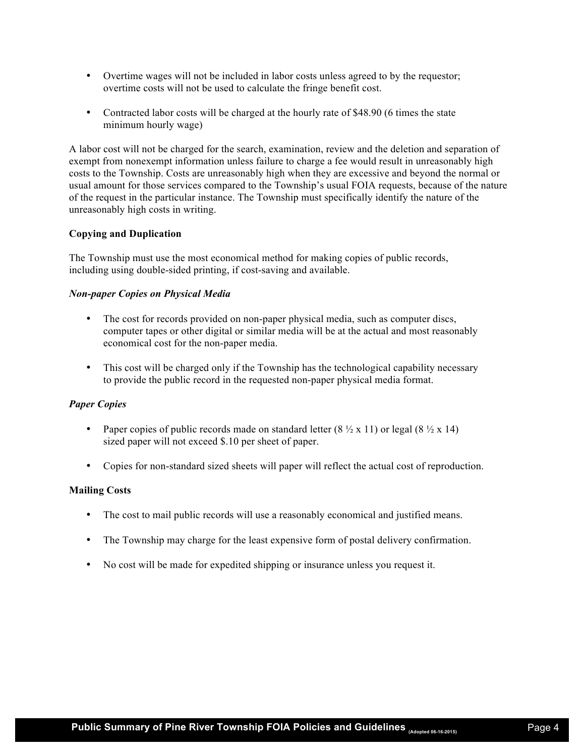- Overtime wages will not be included in labor costs unless agreed to by the requestor; overtime costs will not be used to calculate the fringe benefit cost.

- Contracted labor costs will be charged at the hourly rate of $48.90 (6 times the state minimum hourly wage)

A labor cost will not be charged for the search, examination, review and the deletion and separation of exempt from nonexempt information unless failure to charge a fee would result in unreasonably high costs to the Township. Costs are unreasonably high when they are excessive and beyond the normal or usual amount for those services compared to the Township's usual FOIA requests, because of the nature of the request in the particular instance. The Township must specifically identify the nature of the unreasonably high costs in writing.

**Copying and Duplication**

The Township must use the most economical method for making copies of public records, including using double-sided printing, if cost-saving and available.

***Non-paper Copies on Physical Media***

- The cost for records provided on non-paper physical media, such as computer discs, computer tapes or other digital or similar media will be at the actual and most reasonably economical cost for the non-paper media.

- This cost will be charged only if the Township has the technological capability necessary to provide the public record in the requested non-paper physical media format.

***Paper Copies***

- Paper copies of public records made on standard letter (8 ½ x 11) or legal (8 ½ x 14) sized paper will not exceed $.10 per sheet of paper.

- Copies for non-standard sized sheets will paper will reflect the actual cost of reproduction.

**Mailing Costs**

- The cost to mail public records will use a reasonably economical and justified means.

- The Township may charge for the least expensive form of postal delivery confirmation.

- No cost will be made for expedited shipping or insurance unless you request it.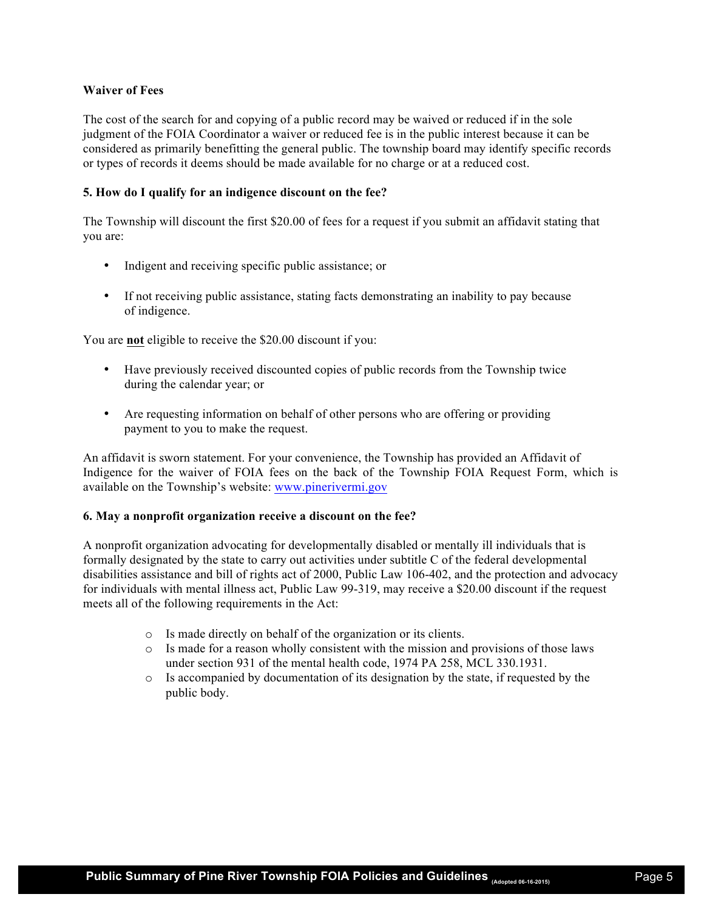**Waiver of Fees**

The cost of the search for and copying of a public record may be waived or reduced if in the sole judgment of the FOIA Coordinator a waiver or reduced fee is in the public interest because it can be considered as primarily benefitting the general public. The township board may identify specific records or types of records it deems should be made available for no charge or at a reduced cost.

**5. How do I qualify for an indigence discount on the fee?**

The Township will discount the first $20.00 of fees for a request if you submit an affidavit stating that you are:

- Indigent and receiving specific public assistance; or
- If not receiving public assistance, stating facts demonstrating an inability to pay because of indigence.

You are **not** eligible to receive the $20.00 discount if you:

- Have previously received discounted copies of public records from the Township twice during the calendar year; or
- Are requesting information on behalf of other persons who are offering or providing payment to you to make the request.

An affidavit is sworn statement. For your convenience, the Township has provided an Affidavit of Indigence for the waiver of FOIA fees on the back of the Township FOIA Request Form, which is available on the Township's website: [www.pinerivermi.gov](www.pinerivermi.gov)

**6. May a nonprofit organization receive a discount on the fee?**

A nonprofit organization advocating for developmentally disabled or mentally ill individuals that is formally designated by the state to carry out activities under subtitle C of the federal developmental disabilities assistance and bill of rights act of 2000, Public Law 106-402, and the protection and advocacy for individuals with mental illness act, Public Law 99-319, may receive a $20.00 discount if the request meets all of the following requirements in the Act:

- Is made directly on behalf of the organization or its clients.
- Is made for a reason wholly consistent with the mission and provisions of those laws under section 931 of the mental health code, 1974 PA 258, MCL 330.1931.
- Is accompanied by documentation of its designation by the state, if requested by the public body.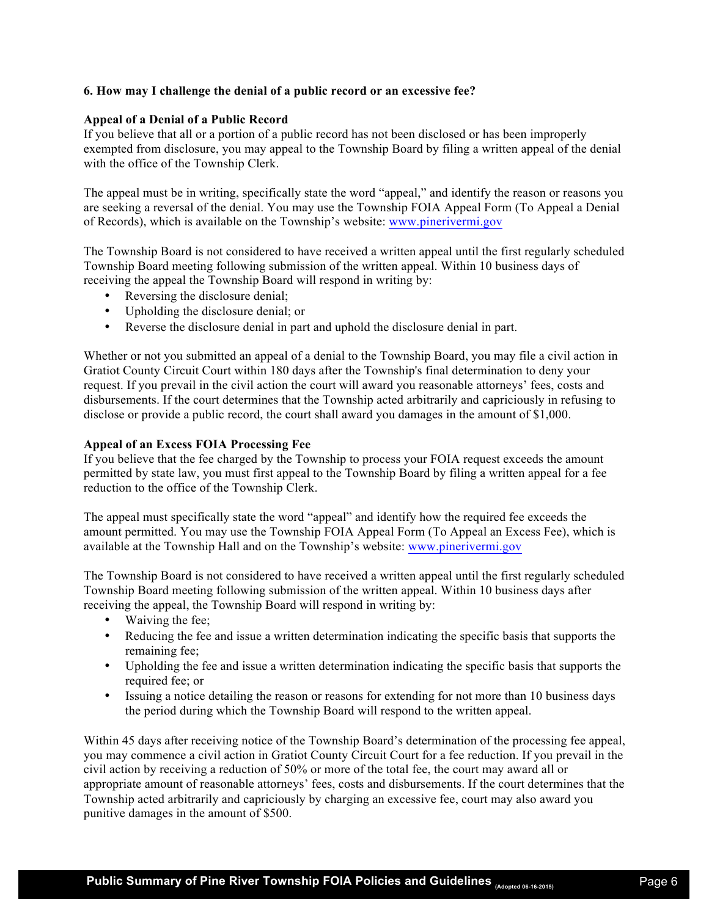**6. How may I challenge the denial of a public record or an excessive fee?**

**Appeal of a Denial of a Public Record**

If you believe that all or a portion of a public record has not been disclosed or has been improperly exempted from disclosure, you may appeal to the Township Board by filing a written appeal of the denial with the office of the Township Clerk.

The appeal must be in writing, specifically state the word "appeal," and identify the reason or reasons you are seeking a reversal of the denial. You may use the Township FOIA Appeal Form (To Appeal a Denial of Records), which is available on the Township's website: www.pinerivermi.gov

The Township Board is not considered to have received a written appeal until the first regularly scheduled Township Board meeting following submission of the written appeal. Within 10 business days of receiving the appeal the Township Board will respond in writing by:

- Reversing the disclosure denial;
- Upholding the disclosure denial; or
- Reverse the disclosure denial in part and uphold the disclosure denial in part.

Whether or not you submitted an appeal of a denial to the Township Board, you may file a civil action in Gratiot County Circuit Court within 180 days after the Township's final determination to deny your request. If you prevail in the civil action the court will award you reasonable attorneys' fees, costs and disbursements. If the court determines that the Township acted arbitrarily and capriciously in refusing to disclose or provide a public record, the court shall award you damages in the amount of $1,000.

**Appeal of an Excess FOIA Processing Fee**

If you believe that the fee charged by the Township to process your FOIA request exceeds the amount permitted by state law, you must first appeal to the Township Board by filing a written appeal for a fee reduction to the office of the Township Clerk.

The appeal must specifically state the word "appeal" and identify how the required fee exceeds the amount permitted. You may use the Township FOIA Appeal Form (To Appeal an Excess Fee), which is available at the Township Hall and on the Township's website: www.pinerivermi.gov

The Township Board is not considered to have received a written appeal until the first regularly scheduled Township Board meeting following submission of the written appeal. Within 10 business days after receiving the appeal, the Township Board will respond in writing by:

- Waiving the fee;
- Reducing the fee and issue a written determination indicating the specific basis that supports the remaining fee;
- Upholding the fee and issue a written determination indicating the specific basis that supports the required fee; or
- Issuing a notice detailing the reason or reasons for extending for not more than 10 business days the period during which the Township Board will respond to the written appeal.

Within 45 days after receiving notice of the Township Board's determination of the processing fee appeal, you may commence a civil action in Gratiot County Circuit Court for a fee reduction. If you prevail in the civil action by receiving a reduction of 50% or more of the total fee, the court may award all or appropriate amount of reasonable attorneys' fees, costs and disbursements. If the court determines that the Township acted arbitrarily and capriciously by charging an excessive fee, court may also award you punitive damages in the amount of $500.